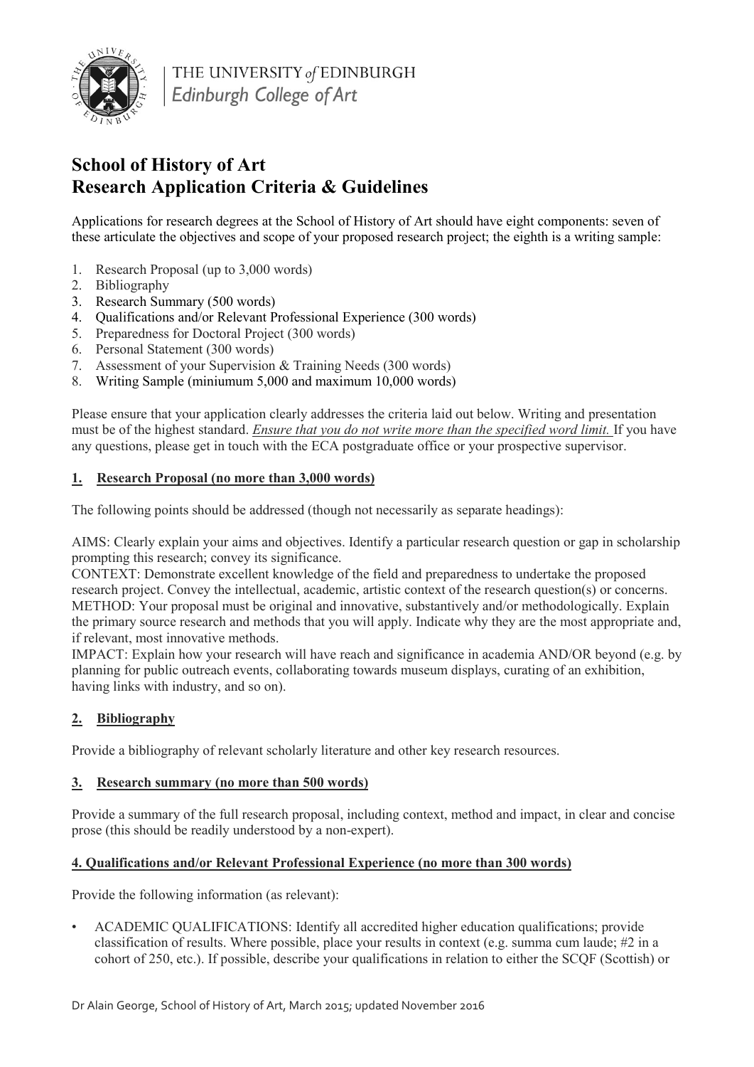THE UNIVERSITY *of* EDINBURGH
*Edinburgh College of Art*

# School of History of Art
# Research Application Criteria & Guidelines

Applications for research degrees at the School of History of Art should have eight components: seven of these articulate the objectives and scope of your proposed research project; the eighth is a writing sample:

1. Research Proposal (up to 3,000 words)
2. Bibliography
3. Research Summary (500 words)
4. Qualifications and/or Relevant Professional Experience (300 words)
5. Preparedness for Doctoral Project (300 words)
6. Personal Statement (300 words)
7. Assessment of your Supervision & Training Needs (300 words)
8. Writing Sample (miniumum 5,000 and maximum 10,000 words)

Please ensure that your application clearly addresses the criteria laid out below. Writing and presentation must be of the highest standard. ***Ensure that you do not write more than the specified word limit.*** If you have any questions, please get in touch with the ECA postgraduate office or your prospective supervisor.

## 1. Research Proposal (no more than 3,000 words)

The following points should be addressed (though not necessarily as separate headings):

AIMS: Clearly explain your aims and objectives. Identify a particular research question or gap in scholarship prompting this research; convey its significance.
CONTEXT: Demonstrate excellent knowledge of the field and preparedness to undertake the proposed research project. Convey the intellectual, academic, artistic context of the research question(s) or concerns.
METHOD: Your proposal must be original and innovative, substantively and/or methodologically. Explain the primary source research and methods that you will apply. Indicate why they are the most appropriate and, if relevant, most innovative methods.
IMPACT: Explain how your research will have reach and significance in academia AND/OR beyond (e.g. by planning for public outreach events, collaborating towards museum displays, curating of an exhibition, having links with industry, and so on).

## 2. Bibliography

Provide a bibliography of relevant scholarly literature and other key research resources.

## 3. Research summary (no more than 500 words)

Provide a summary of the full research proposal, including context, method and impact, in clear and concise prose (this should be readily understood by a non-expert).

## 4. Qualifications and/or Relevant Professional Experience (no more than 300 words)

Provide the following information (as relevant):

- ACADEMIC QUALIFICATIONS: Identify all accredited higher education qualifications; provide classification of results. Where possible, place your results in context (e.g. summa cum laude; #2 in a cohort of 250, etc.). If possible, describe your qualifications in relation to either the SCQF (Scottish) or

Dr Alain George, School of History of Art, March 2015; updated November 2016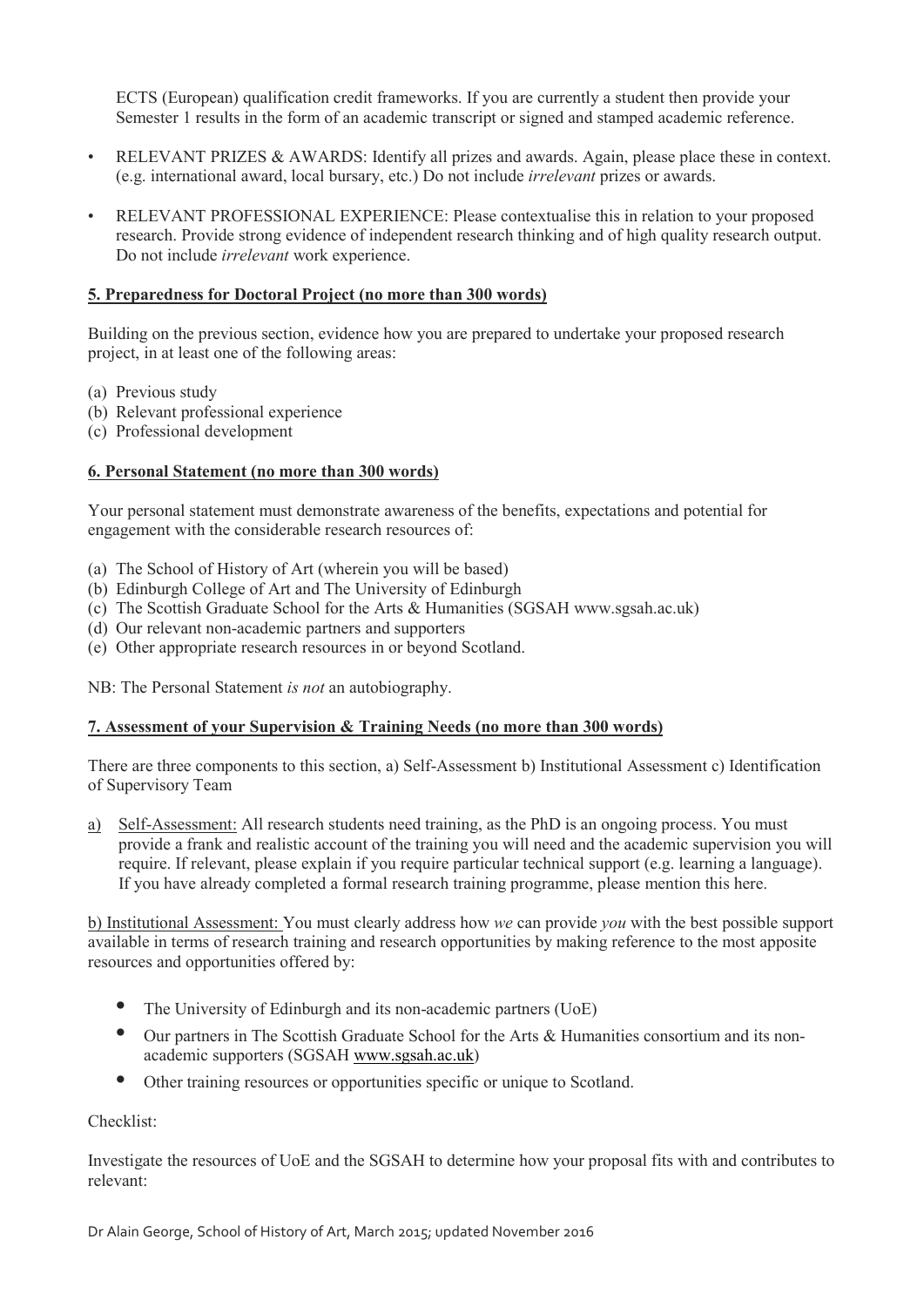ECTS (European) qualification credit frameworks. If you are currently a student then provide your Semester 1 results in the form of an academic transcript or signed and stamped academic reference.

- RELEVANT PRIZES & AWARDS: Identify all prizes and awards. Again, please place these in context. (e.g. international award, local bursary, etc.) Do not include *irrelevant* prizes or awards.
- RELEVANT PROFESSIONAL EXPERIENCE: Please contextualise this in relation to your proposed research. Provide strong evidence of independent research thinking and of high quality research output. Do not include *irrelevant* work experience.

**5. Preparedness for Doctoral Project (no more than 300 words)**

Building on the previous section, evidence how you are prepared to undertake your proposed research project, in at least one of the following areas:

(a) Previous study
(b) Relevant professional experience
(c) Professional development

**6. Personal Statement (no more than 300 words)**

Your personal statement must demonstrate awareness of the benefits, expectations and potential for engagement with the considerable research resources of:

(a) The School of History of Art (wherein you will be based)
(b) Edinburgh College of Art and The University of Edinburgh
(c) The Scottish Graduate School for the Arts & Humanities (SGSAH www.sgsah.ac.uk)
(d) Our relevant non-academic partners and supporters
(e) Other appropriate research resources in or beyond Scotland.

NB: The Personal Statement *is not* an autobiography.

**7. Assessment of your Supervision & Training Needs (no more than 300 words)**

There are three components to this section, a) Self-Assessment b) Institutional Assessment c) Identification of Supervisory Team

a) Self-Assessment: All research students need training, as the PhD is an ongoing process. You must provide a frank and realistic account of the training you will need and the academic supervision you will require. If relevant, please explain if you require particular technical support (e.g. learning a language). If you have already completed a formal research training programme, please mention this here.

b) Institutional Assessment: You must clearly address how *we* can provide *you* with the best possible support available in terms of research training and research opportunities by making reference to the most apposite resources and opportunities offered by:

- The University of Edinburgh and its non-academic partners (UoE)
- Our partners in The Scottish Graduate School for the Arts & Humanities consortium and its non-academic supporters (SGSAH www.sgsah.ac.uk)
- Other training resources or opportunities specific or unique to Scotland.

Checklist:

Investigate the resources of UoE and the SGSAH to determine how your proposal fits with and contributes to relevant: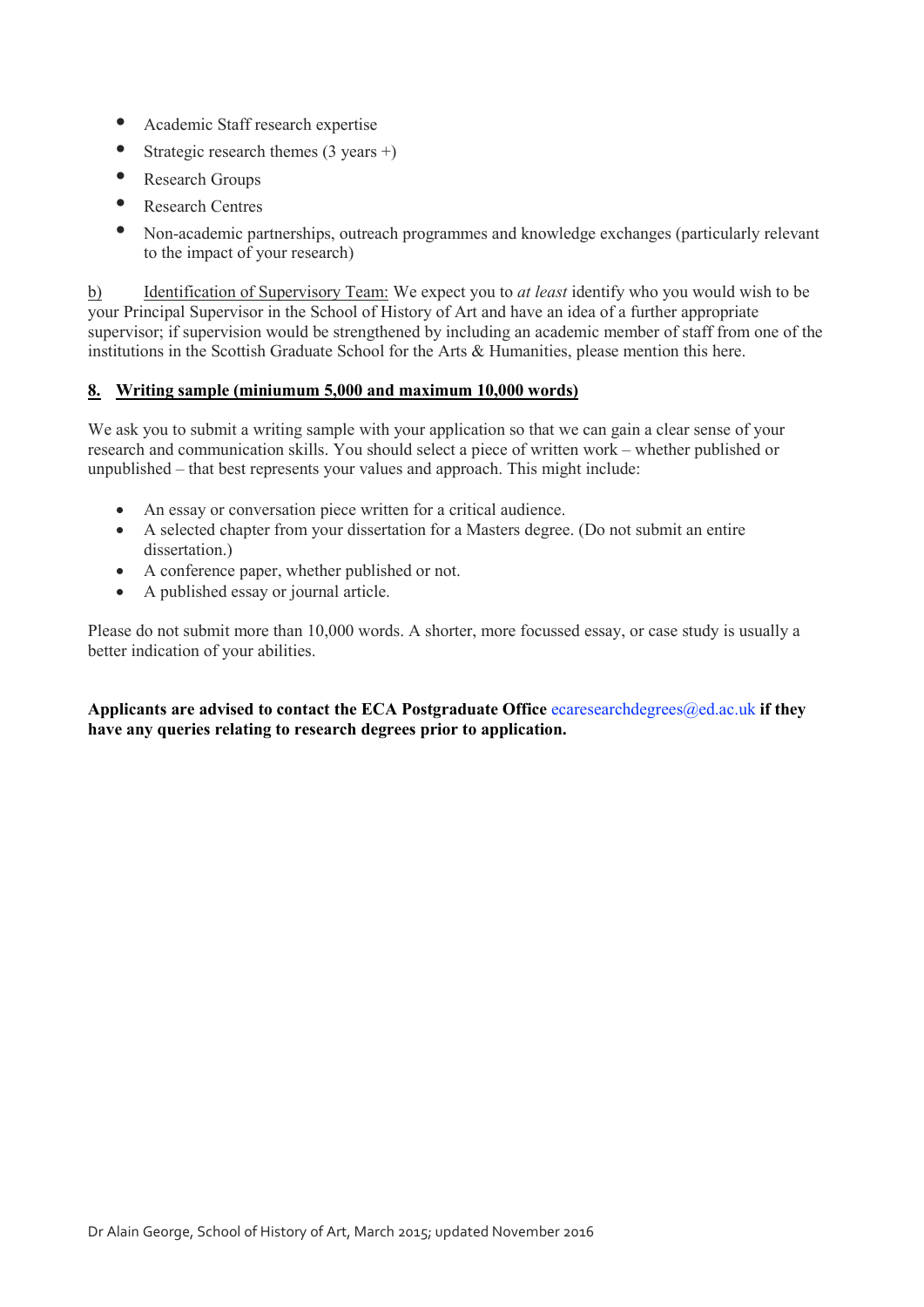- Academic Staff research expertise
- Strategic research themes (3 years +)
- Research Groups
- Research Centres
- Non-academic partnerships, outreach programmes and knowledge exchanges (particularly relevant to the impact of your research)

b) Identification of Supervisory Team: We expect you to *at least* identify who you would wish to be your Principal Supervisor in the School of History of Art and have an idea of a further appropriate supervisor; if supervision would be strengthened by including an academic member of staff from one of the institutions in the Scottish Graduate School for the Arts & Humanities, please mention this here.

## 8. Writing sample (miniumum 5,000 and maximum 10,000 words)

We ask you to submit a writing sample with your application so that we can gain a clear sense of your research and communication skills. You should select a piece of written work – whether published or unpublished – that best represents your values and approach. This might include:

- An essay or conversation piece written for a critical audience.
- A selected chapter from your dissertation for a Masters degree. (Do not submit an entire dissertation.)
- A conference paper, whether published or not.
- A published essay or journal article.

Please do not submit more than 10,000 words. A shorter, more focussed essay, or case study is usually a better indication of your abilities.

**Applicants are advised to contact the ECA Postgraduate Office** ecaresearchdegrees@ed.ac.uk **if they have any queries relating to research degrees prior to application.**

Dr Alain George, School of History of Art, March 2015; updated November 2016